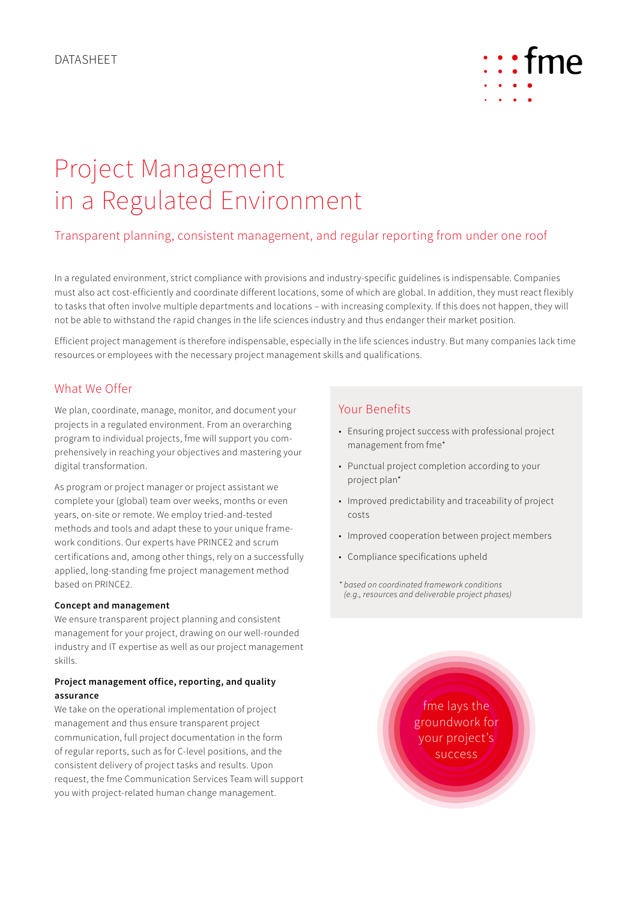DATASHEET

# Project Management in a Regulated Environment

## Transparent planning, consistent management, and regular reporting from under one roof

In a regulated environment, strict compliance with provisions and industry-specific guidelines is indispensable. Companies must also act cost-efficiently and coordinate different locations, some of which are global. In addition, they must react flexibly to tasks that often involve multiple departments and locations – with increasing complexity. If this does not happen, they will not be able to withstand the rapid changes in the life sciences industry and thus endanger their market position.

Efficient project management is therefore indispensable, especially in the life sciences industry. But many companies lack time resources or employees with the necessary project management skills and qualifications.

## What We Offer

We plan, coordinate, manage, monitor, and document your projects in a regulated environment. From an overarching program to individual projects, fme will support you comprehensively in reaching your objectives and mastering your digital transformation.

As program or project manager or project assistant we complete your (global) team over weeks, months or even years, on-site or remote. We employ tried-and-tested methods and tools and adapt these to your unique framework conditions. Our experts have PRINCE2 and scrum certifications and, among other things, rely on a successfully applied, long-standing fme project management method based on PRINCE2.

**Concept and management**

We ensure transparent project planning and consistent management for your project, drawing on our well-rounded industry and IT expertise as well as our project management skills.

**Project management office, reporting, and quality assurance**

We take on the operational implementation of project management and thus ensure transparent project communication, full project documentation in the form of regular reports, such as for C-level positions, and the consistent delivery of project tasks and results. Upon request, the fme Communication Services Team will support you with project-related human change management.

## Your Benefits

- Ensuring project success with professional project management from fme*
- Punctual project completion according to your project plan*
- Improved predictability and traceability of project costs
- Improved cooperation between project members
- Compliance specifications upheld

*\* based on coordinated framework conditions (e.g., resources and deliverable project phases)*

fme lays the groundwork for your project's success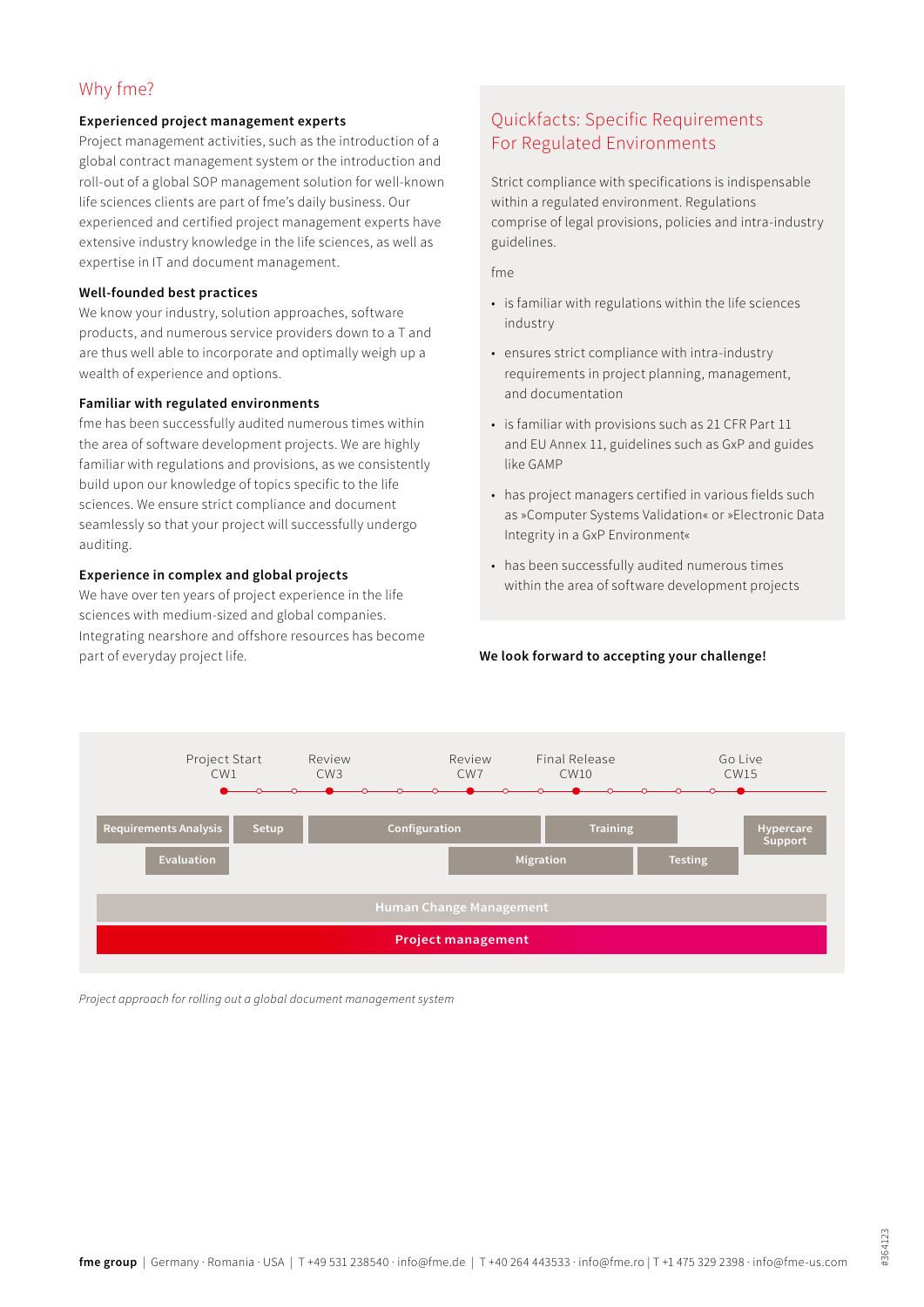## Why fme?

**Experienced project management experts**

Project management activities, such as the introduction of a global contract management system or the introduction and roll-out of a global SOP management solution for well-known life sciences clients are part of fme's daily business. Our experienced and certified project management experts have extensive industry knowledge in the life sciences, as well as expertise in IT and document management.

**Well-founded best practices**

We know your industry, solution approaches, software products, and numerous service providers down to a T and are thus well able to incorporate and optimally weigh up a wealth of experience and options.

**Familiar with regulated environments**

fme has been successfully audited numerous times within the area of software development projects. We are highly familiar with regulations and provisions, as we consistently build upon our knowledge of topics specific to the life sciences. We ensure strict compliance and document seamlessly so that your project will successfully undergo auditing.

**Experience in complex and global projects**

We have over ten years of project experience in the life sciences with medium-sized and global companies. Integrating nearshore and offshore resources has become part of everyday project life.

## Quickfacts: Specific Requirements For Regulated Environments

Strict compliance with specifications is indispensable within a regulated environment. Regulations comprise of legal provisions, policies and intra-industry guidelines.

fme

- is familiar with regulations within the life sciences industry
- ensures strict compliance with intra-industry requirements in project planning, management, and documentation
- is familiar with provisions such as 21 CFR Part 11 and EU Annex 11, guidelines such as GxP and guides like GAMP
- has project managers certified in various fields such as »Computer Systems Validation« or »Electronic Data Integrity in a GxP Environment«
- has been successfully audited numerous times within the area of software development projects

**We look forward to accepting your challenge!**

Project Start CW1
Review CW3
Review CW7
Final Release CW10
Go Live CW15

Requirements Analysis
Setup
Configuration
Training
Hypercare Support
Evaluation
Migration
Testing
Human Change Management
Project management

*Project approach for rolling out a global document management system*

**fme group** | Germany · Romania · USA | T +49 531 238540 · info@fme.de | T +40 264 443533 · info@fme.ro | T +1 475 329 2398 · info@fme-us.com

#364123